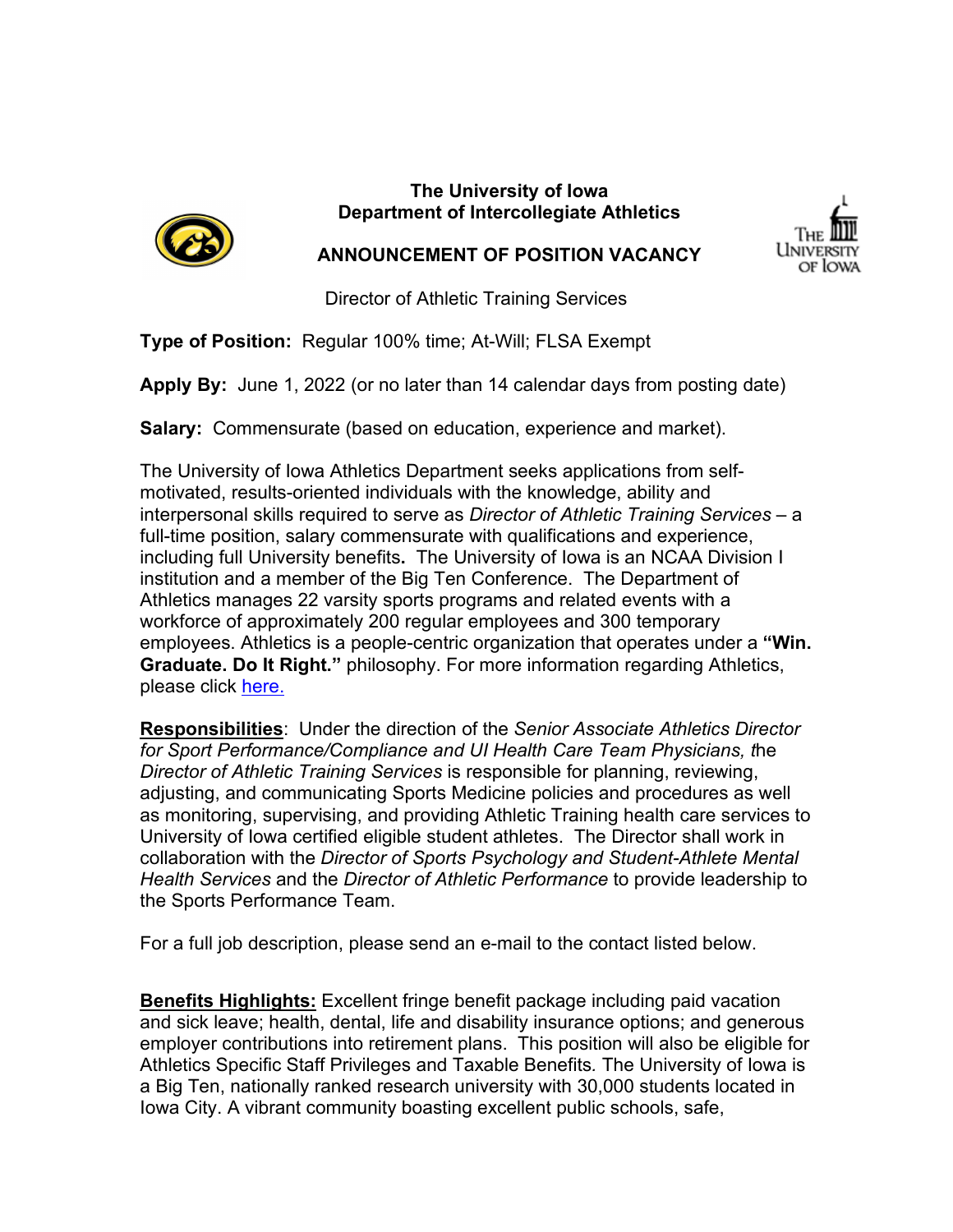**The University of Iowa**
**Department of Intercollegiate Athletics**

## ANNOUNCEMENT OF POSITION VACANCY

Director of Athletic Training Services

**Type of Position:** Regular 100% time; At-Will; FLSA Exempt

**Apply By:** June 1, 2022 (or no later than 14 calendar days from posting date)

**Salary:** Commensurate (based on education, experience and market).

The University of Iowa Athletics Department seeks applications from self-motivated, results-oriented individuals with the knowledge, ability and interpersonal skills required to serve as *Director of Athletic Training Services* – a full-time position, salary commensurate with qualifications and experience, including full University benefits**.** The University of Iowa is an NCAA Division I institution and a member of the Big Ten Conference. The Department of Athletics manages 22 varsity sports programs and related events with a workforce of approximately 200 regular employees and 300 temporary employees. Athletics is a people-centric organization that operates under a **"Win. Graduate. Do It Right."** philosophy. For more information regarding Athletics, please click here.

**Responsibilities**: Under the direction of the *Senior Associate Athletics Director for Sport Performance/Compliance and UI Health Care Team Physicians, t*he *Director of Athletic Training Services* is responsible for planning, reviewing, adjusting, and communicating Sports Medicine policies and procedures as well as monitoring, supervising, and providing Athletic Training health care services to University of Iowa certified eligible student athletes. The Director shall work in collaboration with the *Director of Sports Psychology and Student-Athlete Mental Health Services* and the *Director of Athletic Performance* to provide leadership to the Sports Performance Team.

For a full job description, please send an e-mail to the contact listed below.

**Benefits Highlights:** Excellent fringe benefit package including paid vacation and sick leave; health, dental, life and disability insurance options; and generous employer contributions into retirement plans. This position will also be eligible for Athletics Specific Staff Privileges and Taxable Benefits*.* The University of Iowa is a Big Ten, nationally ranked research university with 30,000 students located in Iowa City. A vibrant community boasting excellent public schools, safe,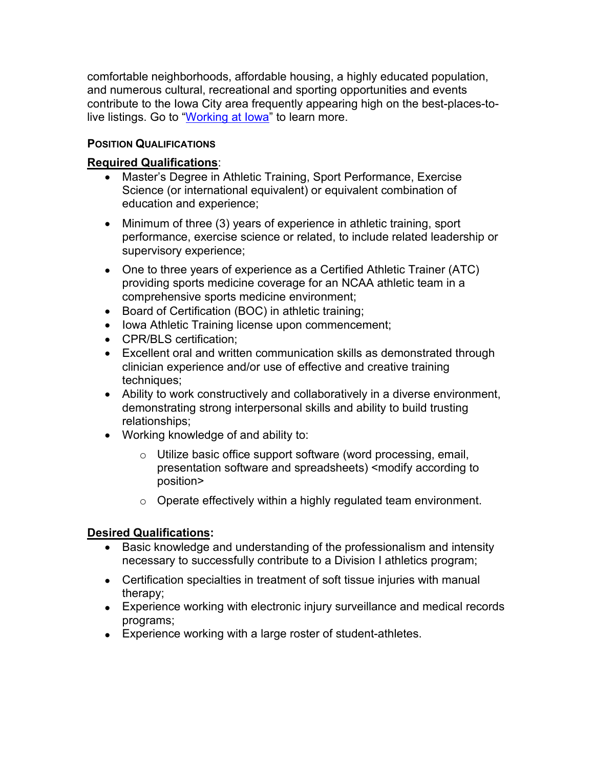comfortable neighborhoods, affordable housing, a highly educated population, and numerous cultural, recreational and sporting opportunities and events contribute to the Iowa City area frequently appearing high on the best-places-to-live listings. Go to "Working at Iowa" to learn more.

**POSITION QUALIFICATIONS**

**Required Qualifications**:

- Master's Degree in Athletic Training, Sport Performance, Exercise Science (or international equivalent) or equivalent combination of education and experience;
- Minimum of three (3) years of experience in athletic training, sport performance, exercise science or related, to include related leadership or supervisory experience;
- One to three years of experience as a Certified Athletic Trainer (ATC) providing sports medicine coverage for an NCAA athletic team in a comprehensive sports medicine environment;
- Board of Certification (BOC) in athletic training;
- Iowa Athletic Training license upon commencement;
- CPR/BLS certification;
- Excellent oral and written communication skills as demonstrated through clinician experience and/or use of effective and creative training techniques;
- Ability to work constructively and collaboratively in a diverse environment, demonstrating strong interpersonal skills and ability to build trusting relationships;
- Working knowledge of and ability to:
  - Utilize basic office support software (word processing, email, presentation software and spreadsheets) <modify according to position>
  - Operate effectively within a highly regulated team environment.

**Desired Qualifications:**

- Basic knowledge and understanding of the professionalism and intensity necessary to successfully contribute to a Division I athletics program;
- Certification specialties in treatment of soft tissue injuries with manual therapy;
- Experience working with electronic injury surveillance and medical records programs;
- Experience working with a large roster of student-athletes.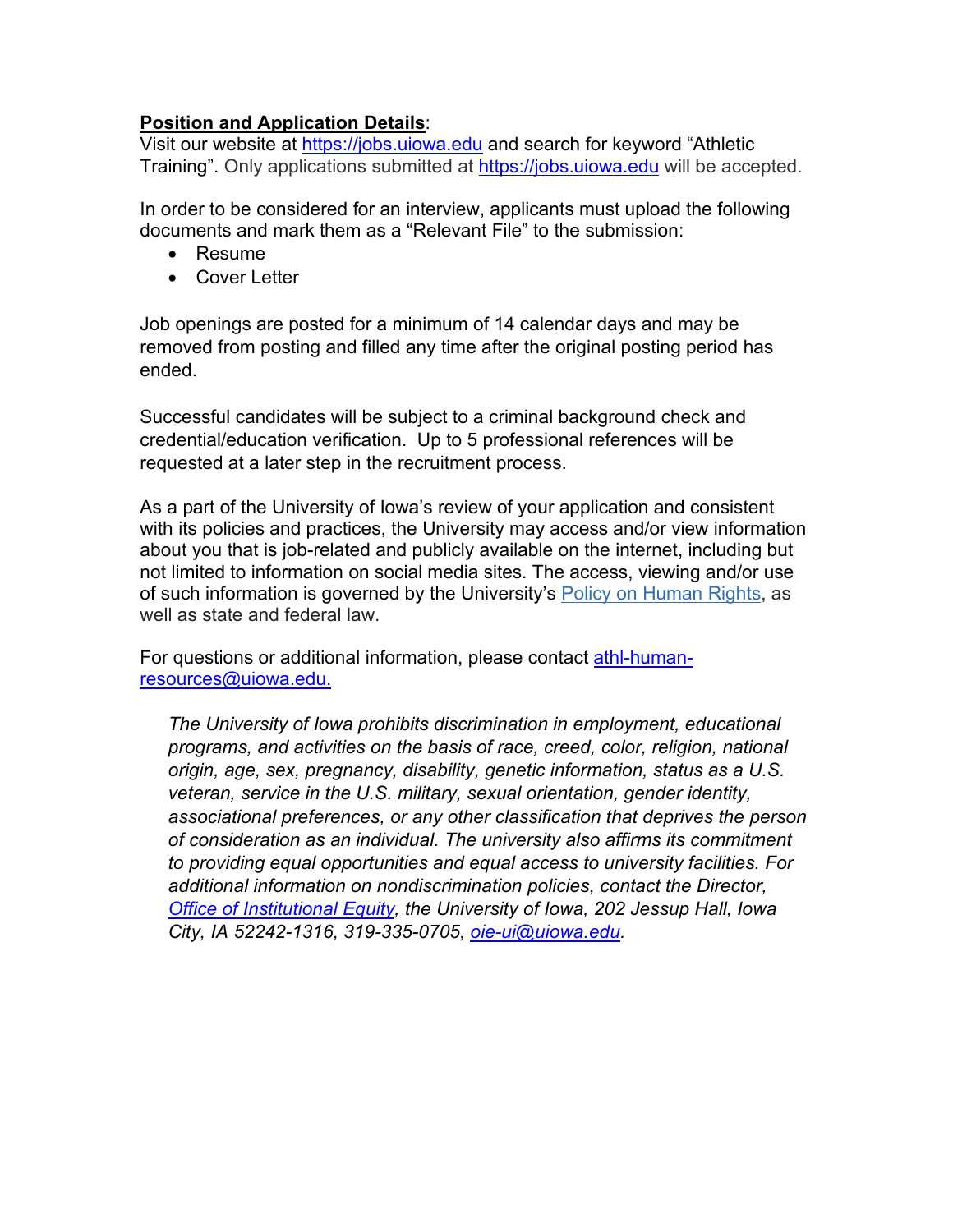**Position and Application Details**:
Visit our website at https://jobs.uiowa.edu and search for keyword "Athletic Training". Only applications submitted at https://jobs.uiowa.edu will be accepted.

In order to be considered for an interview, applicants must upload the following documents and mark them as a "Relevant File" to the submission:

- Resume
- Cover Letter

Job openings are posted for a minimum of 14 calendar days and may be removed from posting and filled any time after the original posting period has ended.

Successful candidates will be subject to a criminal background check and credential/education verification. Up to 5 professional references will be requested at a later step in the recruitment process.

As a part of the University of Iowa's review of your application and consistent with its policies and practices, the University may access and/or view information about you that is job-related and publicly available on the internet, including but not limited to information on social media sites. The access, viewing and/or use of such information is governed by the University's Policy on Human Rights, as well as state and federal law.

For questions or additional information, please contact athl-human-resources@uiowa.edu.

*The University of Iowa prohibits discrimination in employment, educational programs, and activities on the basis of race, creed, color, religion, national origin, age, sex, pregnancy, disability, genetic information, status as a U.S. veteran, service in the U.S. military, sexual orientation, gender identity, associational preferences, or any other classification that deprives the person of consideration as an individual. The university also affirms its commitment to providing equal opportunities and equal access to university facilities. For additional information on nondiscrimination policies, contact the Director, Office of Institutional Equity, the University of Iowa, 202 Jessup Hall, Iowa City, IA 52242-1316, 319-335-0705, oie-ui@uiowa.edu.*